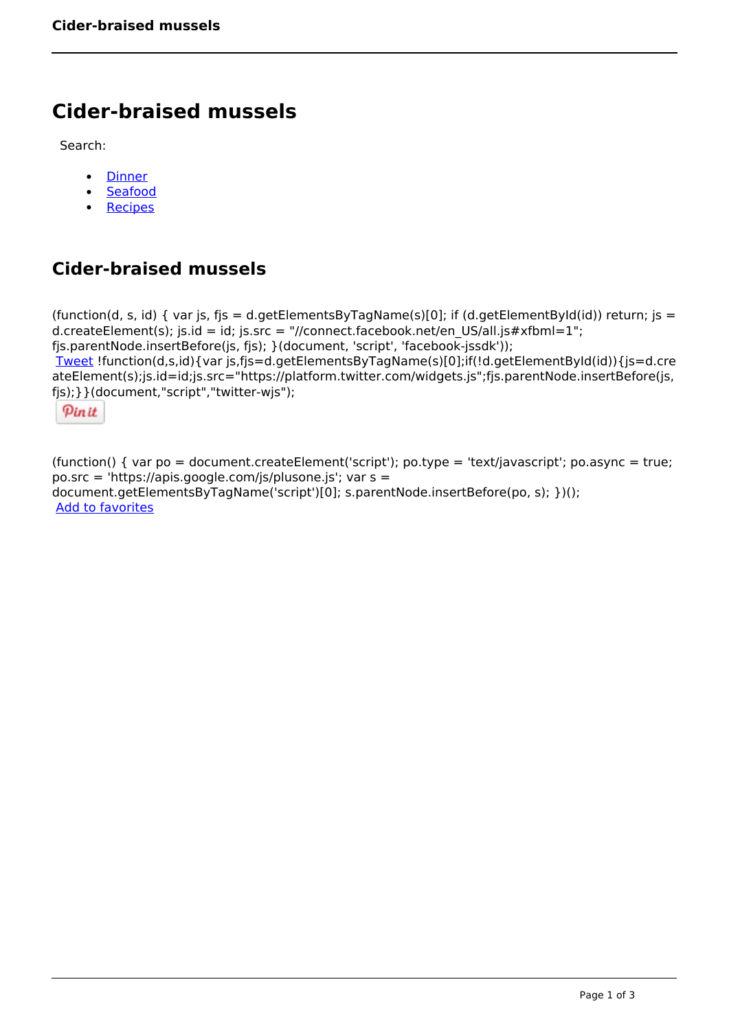# Cider-braised mussels

Search:

- Dinner
- Seafood
- Recipes

## Cider-braised mussels

(function(d, s, id) { var js, fjs = d.getElementsByTagName(s)[0]; if (d.getElementById(id)) return; js = d.createElement(s); js.id = id; js.src = "//connect.facebook.net/en_US/all.js#xfbml=1"; fjs.parentNode.insertBefore(js, fjs); }(document, 'script', 'facebook-jssdk'));
Tweet !function(d,s,id){var js,fjs=d.getElementsByTagName(s)[0];if(!d.getElementById(id)){js=d.createElement(s);js.id=id;js.src="https://platform.twitter.com/widgets.js";fjs.parentNode.insertBefore(js,fjs);}}(document,"script","twitter-wjs");
Pin it

(function() { var po = document.createElement('script'); po.type = 'text/javascript'; po.async = true; po.src = 'https://apis.google.com/js/plusone.js'; var s = document.getElementsByTagName('script')[0]; s.parentNode.insertBefore(po, s); })();
Add to favorites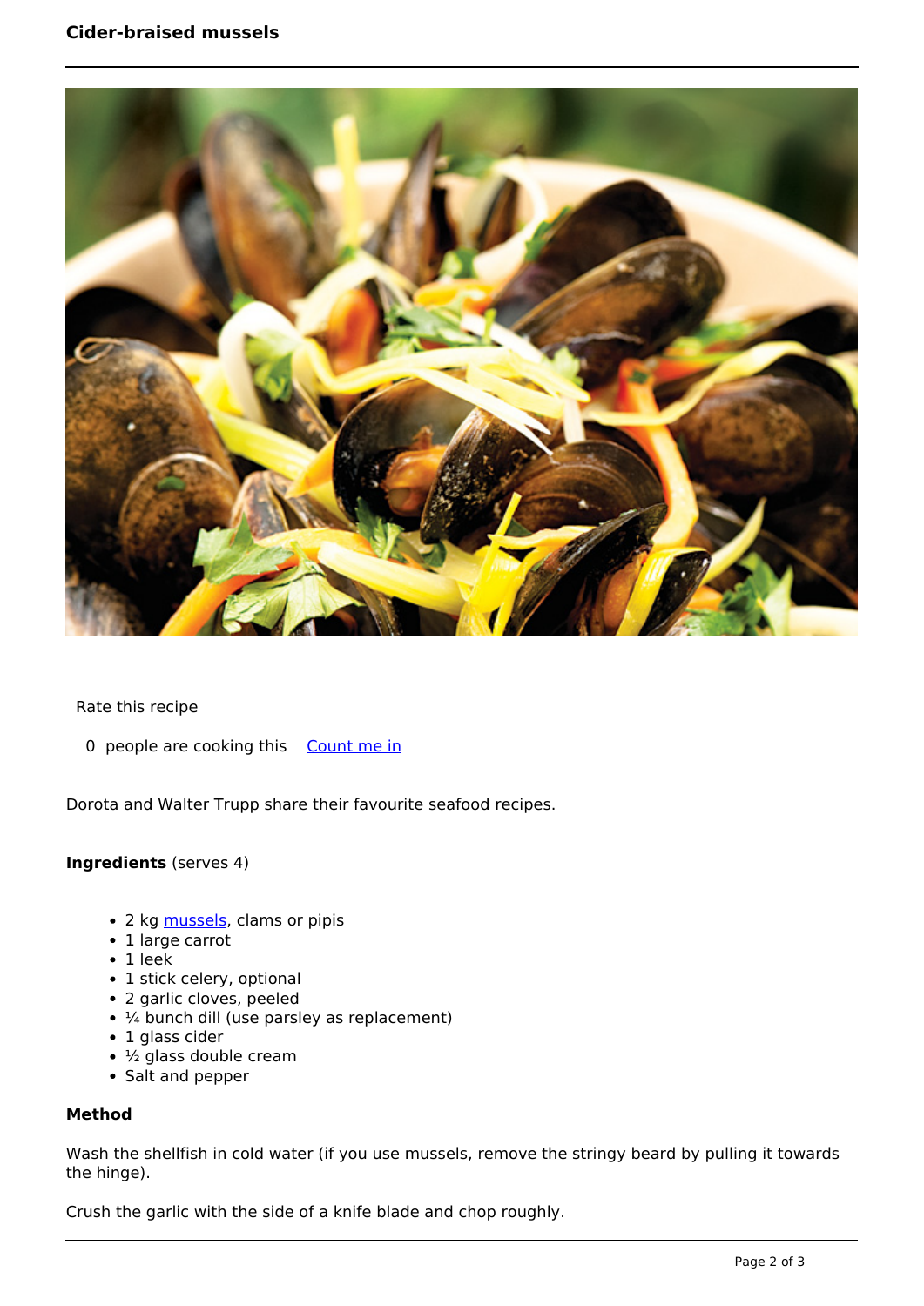# Cider-braised mussels

Rate this recipe

0 people are cooking this Count me in

Dorota and Walter Trupp share their favourite seafood recipes.

**Ingredients** (serves 4)

- 2 kg mussels, clams or pipis
- 1 large carrot
- 1 leek
- 1 stick celery, optional
- 2 garlic cloves, peeled
- ¼ bunch dill (use parsley as replacement)
- 1 glass cider
- ½ glass double cream
- Salt and pepper

**Method**

Wash the shellfish in cold water (if you use mussels, remove the stringy beard by pulling it towards the hinge).

Crush the garlic with the side of a knife blade and chop roughly.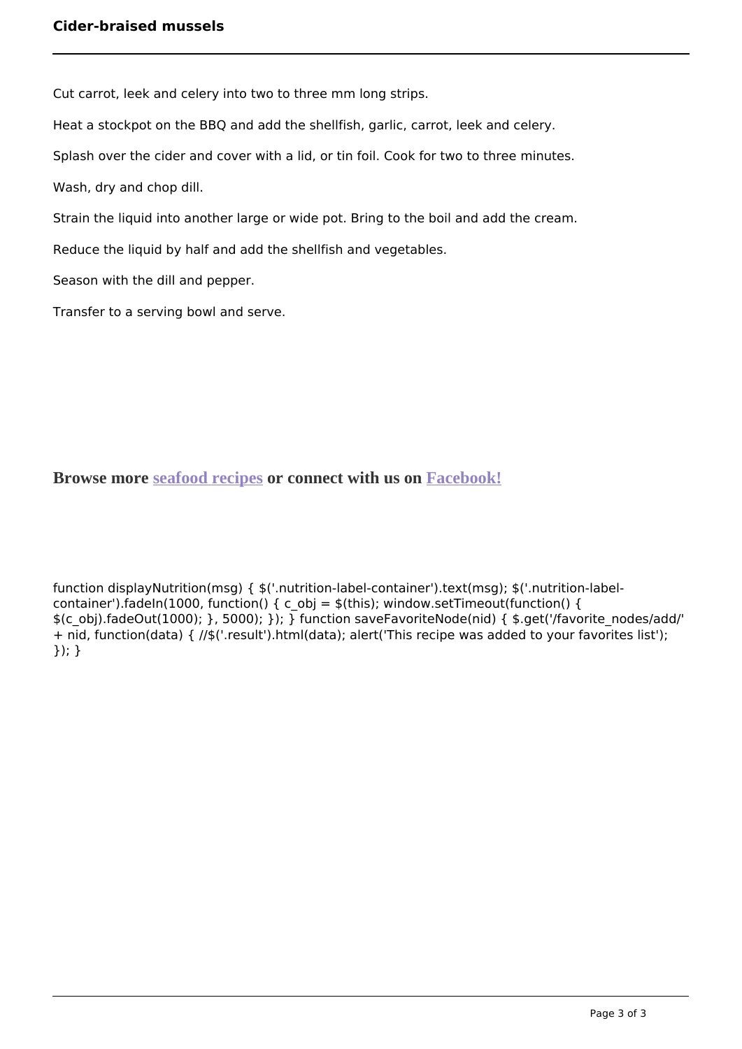Cut carrot, leek and celery into two to three mm long strips.

Heat a stockpot on the BBQ and add the shellfish, garlic, carrot, leek and celery.

Splash over the cider and cover with a lid, or tin foil. Cook for two to three minutes.

Wash, dry and chop dill.

Strain the liquid into another large or wide pot. Bring to the boil and add the cream.

Reduce the liquid by half and add the shellfish and vegetables.

Season with the dill and pepper.

Transfer to a serving bowl and serve.

**Browse more seafood recipes or connect with us on Facebook!**

```
function displayNutrition(msg) { $('.nutrition-label-container').text(msg); $('.nutrition-label-container').fadeIn(1000, function() { c_obj = $(this); window.setTimeout(function() { $(c_obj).fadeOut(1000); }, 5000); }); } function saveFavoriteNode(nid) { $.get('/favorite_nodes/add/' + nid, function(data) { //$('.result').html(data); alert('This recipe was added to your favorites list'); }); }
```